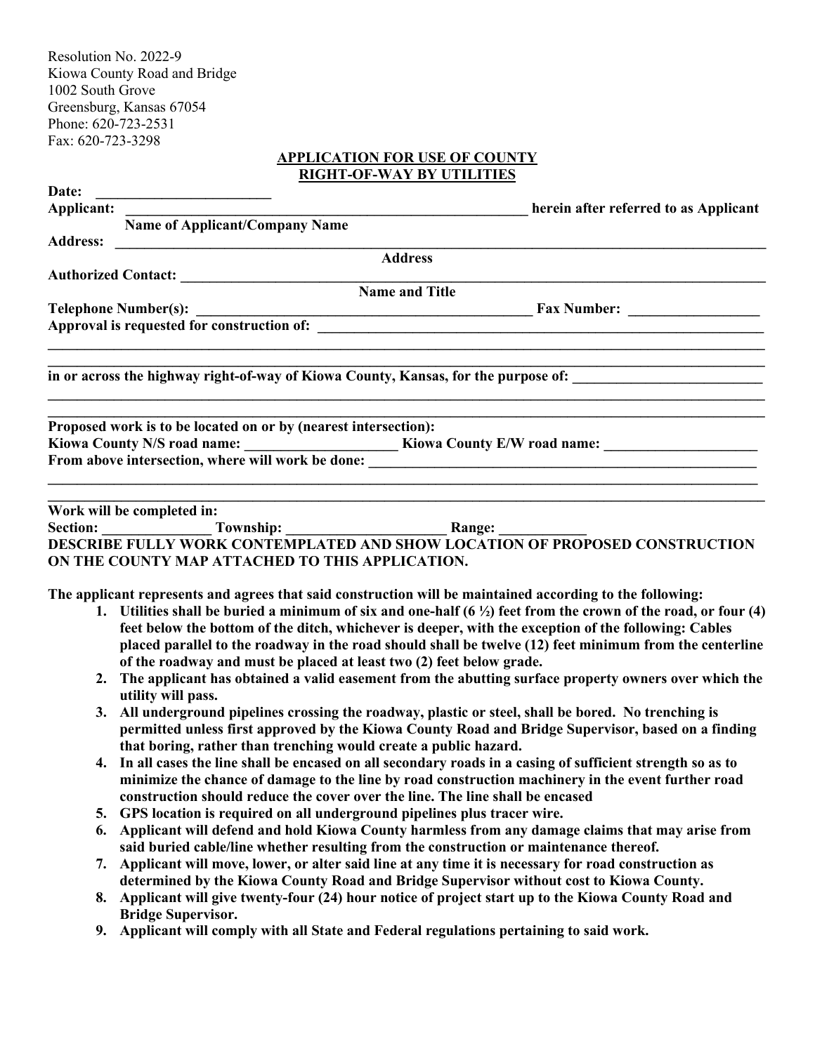Resolution No. 2022-9
Kiowa County Road and Bridge
1002 South Grove
Greensburg, Kansas 67054
Phone: 620-723-2531
Fax: 620-723-3298

## APPLICATION FOR USE OF COUNTY RIGHT-OF-WAY BY UTILITIES

**Date:** ________________________

**Applicant:** ________________________________________________________ **herein after referred to as Applicant**
**Name of Applicant/Company Name**

**Address:** ______________________________________________________________________________________
**Address**

**Authorized Contact:** ____________________________________________________________________________
**Name and Title**

**Telephone Number(s):** ______________________________________________ **Fax Number:** _________________

**Approval is requested for construction of:** ___________________________________________________________
______________________________________________________________________________________________
______________________________________________________________________________________________

**in or across the highway right-of-way of Kiowa County, Kansas, for the purpose of:** _________________________
______________________________________________________________________________________________
______________________________________________________________________________________________

**Proposed work is to be located on or by (nearest intersection):**
**Kiowa County N/S road name:** ____________________ **Kiowa County E/W road name:** ____________________
**From above intersection, where will work be done:** ______________________________________________________
______________________________________________________________________________________________
______________________________________________________________________________________________

**Work will be completed in:**
**Section:** ______________ **Township:** _____________________ **Range:** ____________

**DESCRIBE FULLY WORK CONTEMPLATED AND SHOW LOCATION OF PROPOSED CONSTRUCTION ON THE COUNTY MAP ATTACHED TO THIS APPLICATION.**

**The applicant represents and agrees that said construction will be maintained according to the following:**

1. **Utilities shall be buried a minimum of six and one-half (6 ½) feet from the crown of the road, or four (4) feet below the bottom of the ditch, whichever is deeper, with the exception of the following: Cables placed parallel to the roadway in the road should shall be twelve (12) feet minimum from the centerline of the roadway and must be placed at least two (2) feet below grade.**
2. **The applicant has obtained a valid easement from the abutting surface property owners over which the utility will pass.**
3. **All underground pipelines crossing the roadway, plastic or steel, shall be bored. No trenching is permitted unless first approved by the Kiowa County Road and Bridge Supervisor, based on a finding that boring, rather than trenching would create a public hazard.**
4. **In all cases the line shall be encased on all secondary roads in a casing of sufficient strength so as to minimize the chance of damage to the line by road construction machinery in the event further road construction should reduce the cover over the line. The line shall be encased**
5. **GPS location is required on all underground pipelines plus tracer wire.**
6. **Applicant will defend and hold Kiowa County harmless from any damage claims that may arise from said buried cable/line whether resulting from the construction or maintenance thereof.**
7. **Applicant will move, lower, or alter said line at any time it is necessary for road construction as determined by the Kiowa County Road and Bridge Supervisor without cost to Kiowa County.**
8. **Applicant will give twenty-four (24) hour notice of project start up to the Kiowa County Road and Bridge Supervisor.**
9. **Applicant will comply with all State and Federal regulations pertaining to said work.**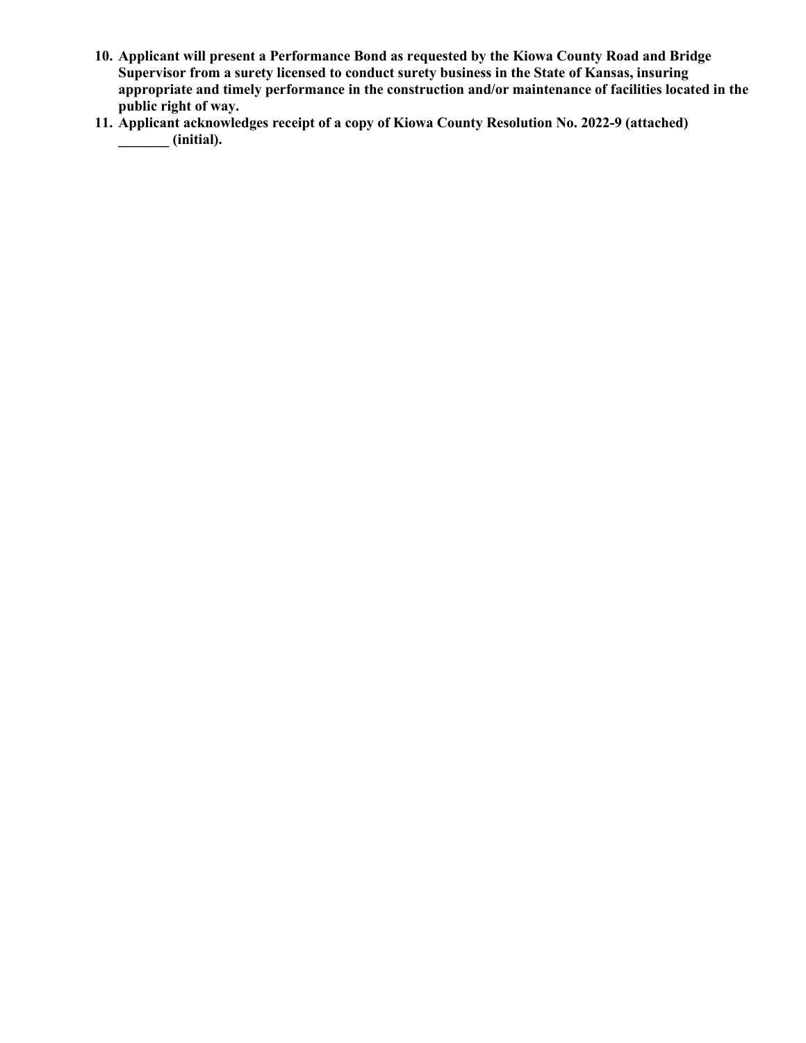10. **Applicant will present a Performance Bond as requested by the Kiowa County Road and Bridge Supervisor from a surety licensed to conduct surety business in the State of Kansas, insuring appropriate and timely performance in the construction and/or maintenance of facilities located in the public right of way.**
11. **Applicant acknowledges receipt of a copy of Kiowa County Resolution No. 2022-9 (attached) _______ (initial).**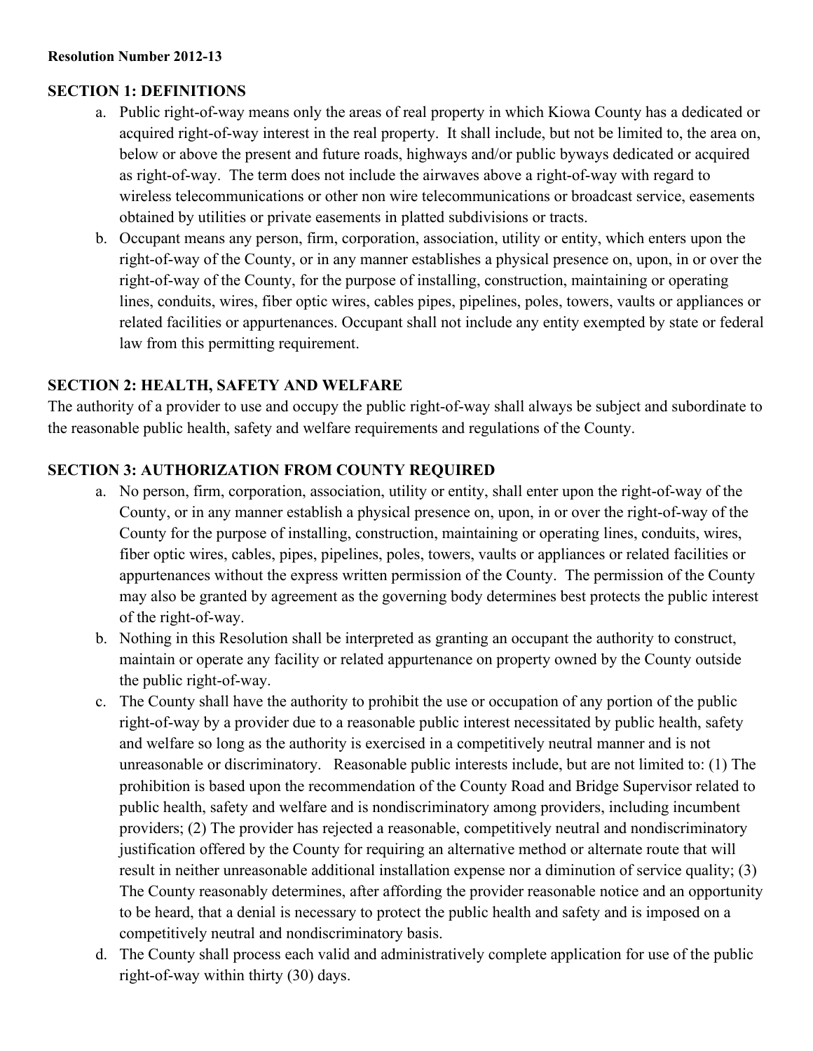**Resolution Number 2012-13**

## SECTION 1: DEFINITIONS

a. Public right-of-way means only the areas of real property in which Kiowa County has a dedicated or acquired right-of-way interest in the real property. It shall include, but not be limited to, the area on, below or above the present and future roads, highways and/or public byways dedicated or acquired as right-of-way. The term does not include the airwaves above a right-of-way with regard to wireless telecommunications or other non wire telecommunications or broadcast service, easements obtained by utilities or private easements in platted subdivisions or tracts.

b. Occupant means any person, firm, corporation, association, utility or entity, which enters upon the right-of-way of the County, or in any manner establishes a physical presence on, upon, in or over the right-of-way of the County, for the purpose of installing, construction, maintaining or operating lines, conduits, wires, fiber optic wires, cables pipes, pipelines, poles, towers, vaults or appliances or related facilities or appurtenances. Occupant shall not include any entity exempted by state or federal law from this permitting requirement.

## SECTION 2: HEALTH, SAFETY AND WELFARE

The authority of a provider to use and occupy the public right-of-way shall always be subject and subordinate to the reasonable public health, safety and welfare requirements and regulations of the County.

## SECTION 3: AUTHORIZATION FROM COUNTY REQUIRED

a. No person, firm, corporation, association, utility or entity, shall enter upon the right-of-way of the County, or in any manner establish a physical presence on, upon, in or over the right-of-way of the County for the purpose of installing, construction, maintaining or operating lines, conduits, wires, fiber optic wires, cables, pipes, pipelines, poles, towers, vaults or appliances or related facilities or appurtenances without the express written permission of the County. The permission of the County may also be granted by agreement as the governing body determines best protects the public interest of the right-of-way.

b. Nothing in this Resolution shall be interpreted as granting an occupant the authority to construct, maintain or operate any facility or related appurtenance on property owned by the County outside the public right-of-way.

c. The County shall have the authority to prohibit the use or occupation of any portion of the public right-of-way by a provider due to a reasonable public interest necessitated by public health, safety and welfare so long as the authority is exercised in a competitively neutral manner and is not unreasonable or discriminatory. Reasonable public interests include, but are not limited to: (1) The prohibition is based upon the recommendation of the County Road and Bridge Supervisor related to public health, safety and welfare and is nondiscriminatory among providers, including incumbent providers; (2) The provider has rejected a reasonable, competitively neutral and nondiscriminatory justification offered by the County for requiring an alternative method or alternate route that will result in neither unreasonable additional installation expense nor a diminution of service quality; (3) The County reasonably determines, after affording the provider reasonable notice and an opportunity to be heard, that a denial is necessary to protect the public health and safety and is imposed on a competitively neutral and nondiscriminatory basis.

d. The County shall process each valid and administratively complete application for use of the public right-of-way within thirty (30) days.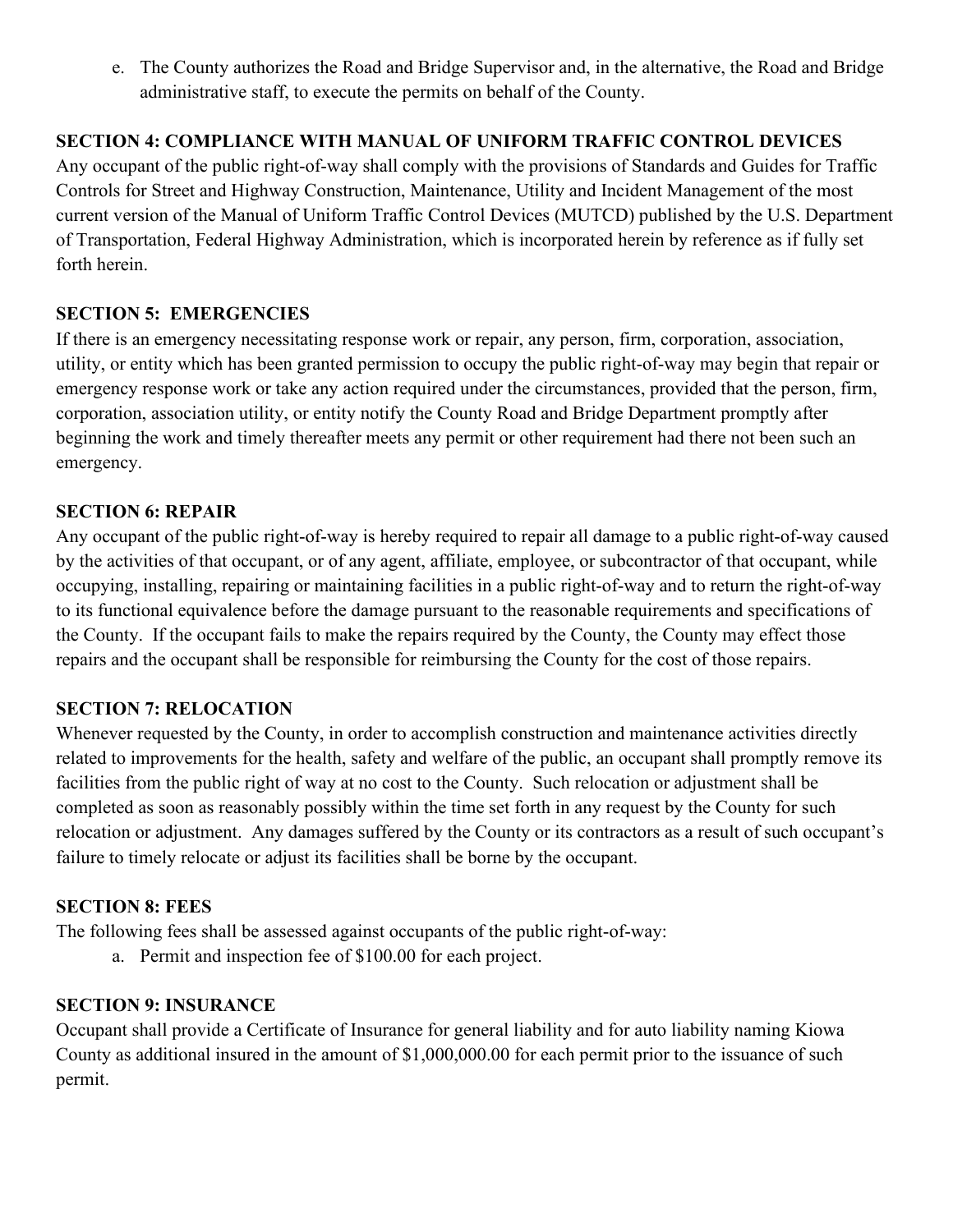e. The County authorizes the Road and Bridge Supervisor and, in the alternative, the Road and Bridge administrative staff, to execute the permits on behalf of the County.

**SECTION 4: COMPLIANCE WITH MANUAL OF UNIFORM TRAFFIC CONTROL DEVICES**

Any occupant of the public right-of-way shall comply with the provisions of Standards and Guides for Traffic Controls for Street and Highway Construction, Maintenance, Utility and Incident Management of the most current version of the Manual of Uniform Traffic Control Devices (MUTCD) published by the U.S. Department of Transportation, Federal Highway Administration, which is incorporated herein by reference as if fully set forth herein.

**SECTION 5: EMERGENCIES**

If there is an emergency necessitating response work or repair, any person, firm, corporation, association, utility, or entity which has been granted permission to occupy the public right-of-way may begin that repair or emergency response work or take any action required under the circumstances, provided that the person, firm, corporation, association utility, or entity notify the County Road and Bridge Department promptly after beginning the work and timely thereafter meets any permit or other requirement had there not been such an emergency.

**SECTION 6: REPAIR**

Any occupant of the public right-of-way is hereby required to repair all damage to a public right-of-way caused by the activities of that occupant, or of any agent, affiliate, employee, or subcontractor of that occupant, while occupying, installing, repairing or maintaining facilities in a public right-of-way and to return the right-of-way to its functional equivalence before the damage pursuant to the reasonable requirements and specifications of the County. If the occupant fails to make the repairs required by the County, the County may effect those repairs and the occupant shall be responsible for reimbursing the County for the cost of those repairs.

**SECTION 7: RELOCATION**

Whenever requested by the County, in order to accomplish construction and maintenance activities directly related to improvements for the health, safety and welfare of the public, an occupant shall promptly remove its facilities from the public right of way at no cost to the County. Such relocation or adjustment shall be completed as soon as reasonably possibly within the time set forth in any request by the County for such relocation or adjustment. Any damages suffered by the County or its contractors as a result of such occupant's failure to timely relocate or adjust its facilities shall be borne by the occupant.

**SECTION 8: FEES**

The following fees shall be assessed against occupants of the public right-of-way:

a. Permit and inspection fee of $100.00 for each project.

**SECTION 9: INSURANCE**

Occupant shall provide a Certificate of Insurance for general liability and for auto liability naming Kiowa County as additional insured in the amount of $1,000,000.00 for each permit prior to the issuance of such permit.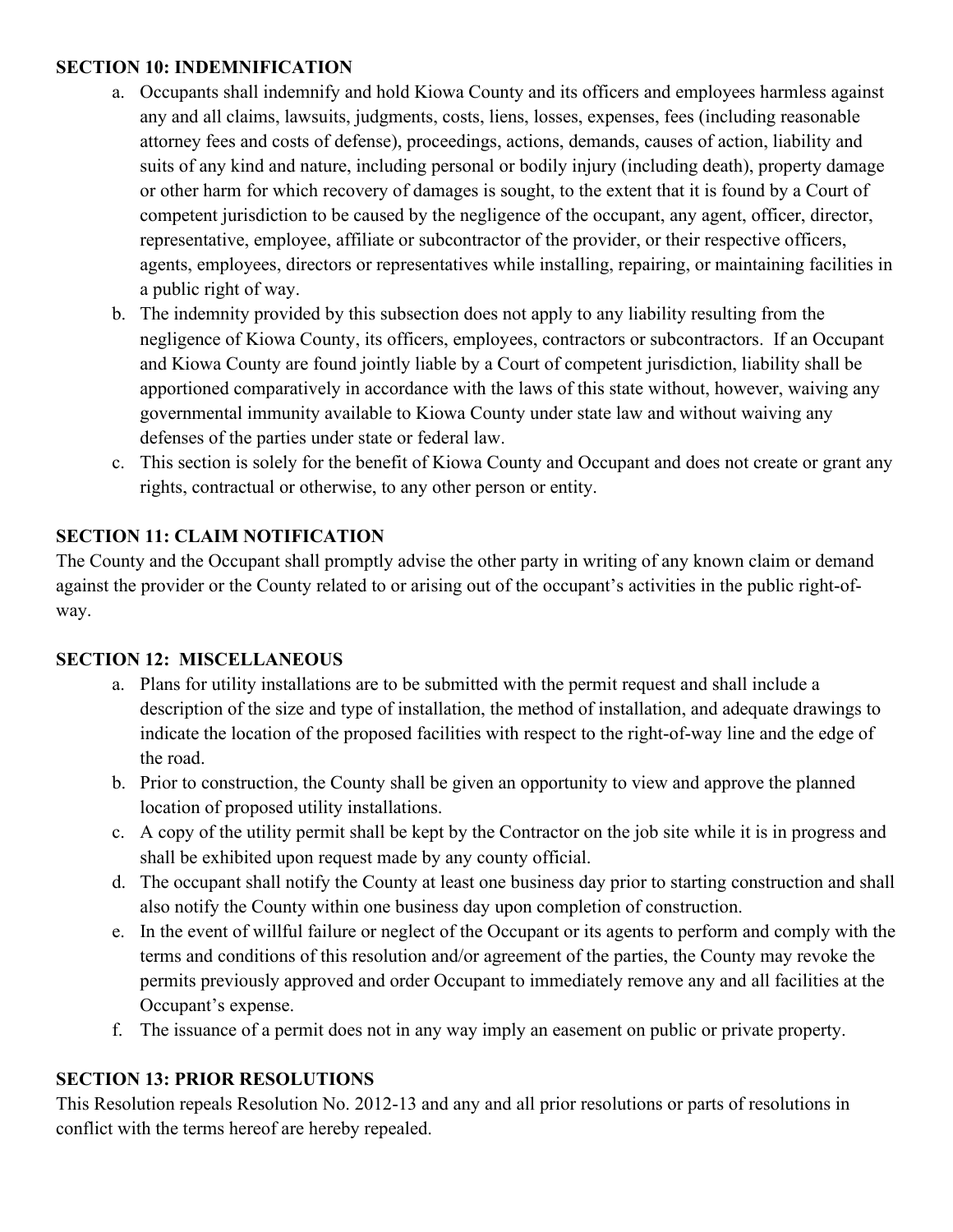**SECTION 10: INDEMNIFICATION**

a. Occupants shall indemnify and hold Kiowa County and its officers and employees harmless against any and all claims, lawsuits, judgments, costs, liens, losses, expenses, fees (including reasonable attorney fees and costs of defense), proceedings, actions, demands, causes of action, liability and suits of any kind and nature, including personal or bodily injury (including death), property damage or other harm for which recovery of damages is sought, to the extent that it is found by a Court of competent jurisdiction to be caused by the negligence of the occupant, any agent, officer, director, representative, employee, affiliate or subcontractor of the provider, or their respective officers, agents, employees, directors or representatives while installing, repairing, or maintaining facilities in a public right of way.
b. The indemnity provided by this subsection does not apply to any liability resulting from the negligence of Kiowa County, its officers, employees, contractors or subcontractors. If an Occupant and Kiowa County are found jointly liable by a Court of competent jurisdiction, liability shall be apportioned comparatively in accordance with the laws of this state without, however, waiving any governmental immunity available to Kiowa County under state law and without waiving any defenses of the parties under state or federal law.
c. This section is solely for the benefit of Kiowa County and Occupant and does not create or grant any rights, contractual or otherwise, to any other person or entity.

**SECTION 11: CLAIM NOTIFICATION**

The County and the Occupant shall promptly advise the other party in writing of any known claim or demand against the provider or the County related to or arising out of the occupant's activities in the public right-of-way.

**SECTION 12: MISCELLANEOUS**

a. Plans for utility installations are to be submitted with the permit request and shall include a description of the size and type of installation, the method of installation, and adequate drawings to indicate the location of the proposed facilities with respect to the right-of-way line and the edge of the road.
b. Prior to construction, the County shall be given an opportunity to view and approve the planned location of proposed utility installations.
c. A copy of the utility permit shall be kept by the Contractor on the job site while it is in progress and shall be exhibited upon request made by any county official.
d. The occupant shall notify the County at least one business day prior to starting construction and shall also notify the County within one business day upon completion of construction.
e. In the event of willful failure or neglect of the Occupant or its agents to perform and comply with the terms and conditions of this resolution and/or agreement of the parties, the County may revoke the permits previously approved and order Occupant to immediately remove any and all facilities at the Occupant's expense.
f. The issuance of a permit does not in any way imply an easement on public or private property.

**SECTION 13: PRIOR RESOLUTIONS**

This Resolution repeals Resolution No. 2012-13 and any and all prior resolutions or parts of resolutions in conflict with the terms hereof are hereby repealed.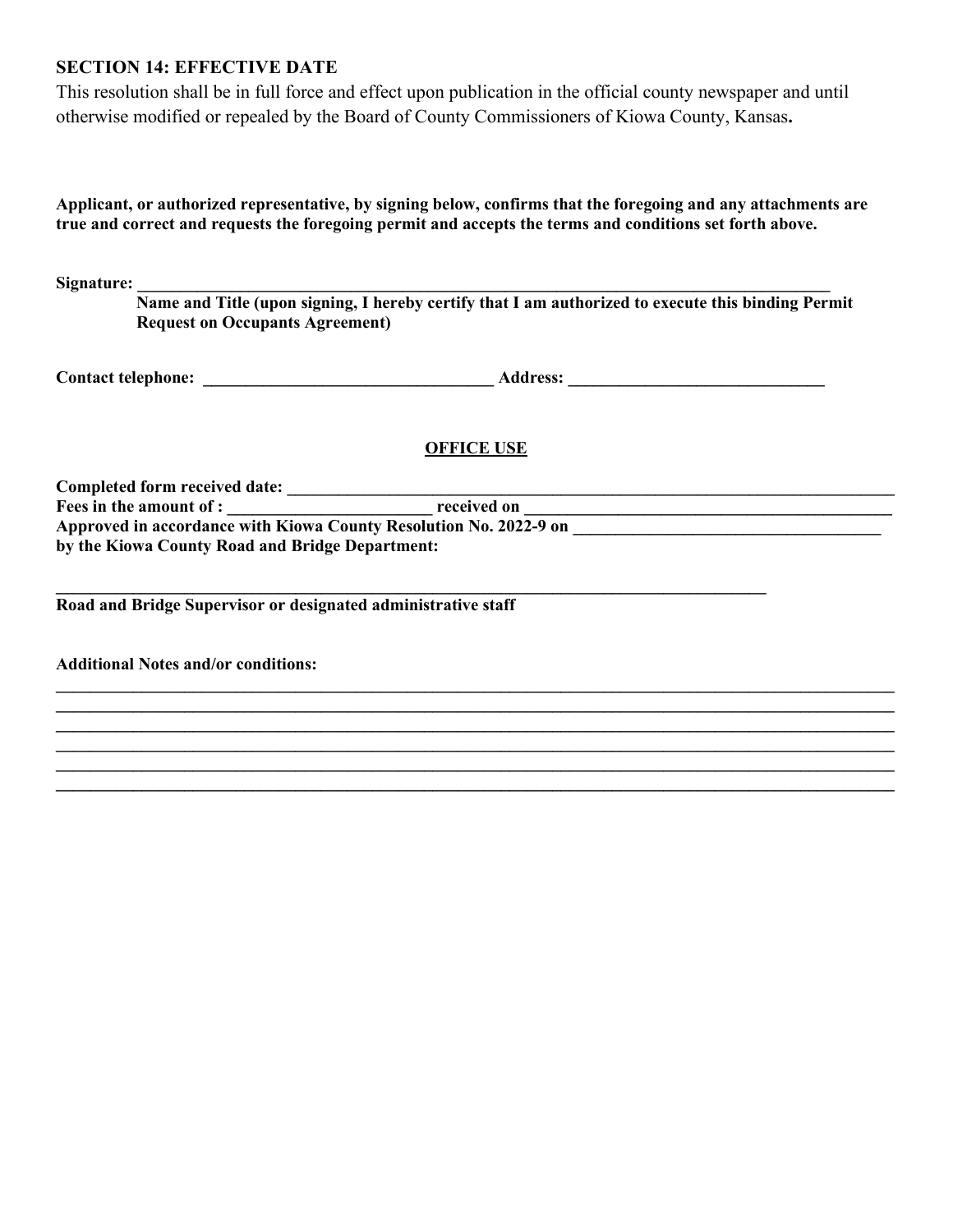## SECTION 14: EFFECTIVE DATE

This resolution shall be in full force and effect upon publication in the official county newspaper and until otherwise modified or repealed by the Board of County Commissioners of Kiowa County, Kansas**.**

**Applicant, or authorized representative, by signing below, confirms that the foregoing and any attachments are true and correct and requests the foregoing permit and accepts the terms and conditions set forth above.**

**Signature: \_\_\_\_\_\_\_\_\_\_\_\_\_\_\_\_\_\_\_\_\_\_\_\_\_\_\_\_\_\_\_\_\_\_\_\_\_\_\_\_\_\_\_\_\_\_\_\_\_\_\_\_\_\_\_\_\_\_\_\_\_\_\_\_\_\_\_\_\_\_\_\_\_\_\_\_**

**Name and Title (upon signing, I hereby certify that I am authorized to execute this binding Permit Request on Occupants Agreement)**

**Contact telephone: \_\_\_\_\_\_\_\_\_\_\_\_\_\_\_\_\_\_\_\_\_\_\_\_\_\_\_\_\_\_\_\_\_\_ Address: \_\_\_\_\_\_\_\_\_\_\_\_\_\_\_\_\_\_\_\_\_\_\_\_\_\_\_\_\_\_**

**OFFICE USE**

**Completed form received date: \_\_\_\_\_\_\_\_\_\_\_\_\_\_\_\_\_\_\_\_\_\_\_\_\_\_\_\_\_\_\_\_\_\_\_\_\_\_\_\_\_\_\_\_\_\_\_\_\_\_\_\_\_\_\_\_\_\_\_\_\_\_\_\_\_\_\_\_\_\_\_\_**
**Fees in the amount of : \_\_\_\_\_\_\_\_\_\_\_\_\_\_\_\_\_\_\_\_\_\_\_\_ received on \_\_\_\_\_\_\_\_\_\_\_\_\_\_\_\_\_\_\_\_\_\_\_\_\_\_\_\_\_\_\_\_\_\_\_\_\_\_\_\_\_\_\_\_**
**Approved in accordance with Kiowa County Resolution No. 2022-9 on \_\_\_\_\_\_\_\_\_\_\_\_\_\_\_\_\_\_\_\_\_\_\_\_\_\_\_\_\_\_\_\_\_\_\_\_\_**
**by the Kiowa County Road and Bridge Department:**

**\_\_\_\_\_\_\_\_\_\_\_\_\_\_\_\_\_\_\_\_\_\_\_\_\_\_\_\_\_\_\_\_\_\_\_\_\_\_\_\_\_\_\_\_\_\_\_\_\_\_\_\_\_\_\_\_\_\_\_\_\_\_\_\_\_\_\_\_\_\_\_\_\_\_\_\_\_\_\_\_\_\_\_\_**
**Road and Bridge Supervisor or designated administrative staff**

**Additional Notes and/or conditions:**

\_\_\_\_\_\_\_\_\_\_\_\_\_\_\_\_\_\_\_\_\_\_\_\_\_\_\_\_\_\_\_\_\_\_\_\_\_\_\_\_\_\_\_\_\_\_\_\_\_\_\_\_\_\_\_\_\_\_\_\_\_\_\_\_\_\_\_\_\_\_\_\_\_\_\_\_\_\_\_\_\_\_\_\_\_\_\_\_\_\_\_\_\_\_\_\_\_\_
\_\_\_\_\_\_\_\_\_\_\_\_\_\_\_\_\_\_\_\_\_\_\_\_\_\_\_\_\_\_\_\_\_\_\_\_\_\_\_\_\_\_\_\_\_\_\_\_\_\_\_\_\_\_\_\_\_\_\_\_\_\_\_\_\_\_\_\_\_\_\_\_\_\_\_\_\_\_\_\_\_\_\_\_\_\_\_\_\_\_\_\_\_\_\_\_\_\_
\_\_\_\_\_\_\_\_\_\_\_\_\_\_\_\_\_\_\_\_\_\_\_\_\_\_\_\_\_\_\_\_\_\_\_\_\_\_\_\_\_\_\_\_\_\_\_\_\_\_\_\_\_\_\_\_\_\_\_\_\_\_\_\_\_\_\_\_\_\_\_\_\_\_\_\_\_\_\_\_\_\_\_\_\_\_\_\_\_\_\_\_\_\_\_\_\_\_
\_\_\_\_\_\_\_\_\_\_\_\_\_\_\_\_\_\_\_\_\_\_\_\_\_\_\_\_\_\_\_\_\_\_\_\_\_\_\_\_\_\_\_\_\_\_\_\_\_\_\_\_\_\_\_\_\_\_\_\_\_\_\_\_\_\_\_\_\_\_\_\_\_\_\_\_\_\_\_\_\_\_\_\_\_\_\_\_\_\_\_\_\_\_\_\_\_\_
\_\_\_\_\_\_\_\_\_\_\_\_\_\_\_\_\_\_\_\_\_\_\_\_\_\_\_\_\_\_\_\_\_\_\_\_\_\_\_\_\_\_\_\_\_\_\_\_\_\_\_\_\_\_\_\_\_\_\_\_\_\_\_\_\_\_\_\_\_\_\_\_\_\_\_\_\_\_\_\_\_\_\_\_\_\_\_\_\_\_\_\_\_\_\_\_\_\_
\_\_\_\_\_\_\_\_\_\_\_\_\_\_\_\_\_\_\_\_\_\_\_\_\_\_\_\_\_\_\_\_\_\_\_\_\_\_\_\_\_\_\_\_\_\_\_\_\_\_\_\_\_\_\_\_\_\_\_\_\_\_\_\_\_\_\_\_\_\_\_\_\_\_\_\_\_\_\_\_\_\_\_\_\_\_\_\_\_\_\_\_\_\_\_\_\_\_